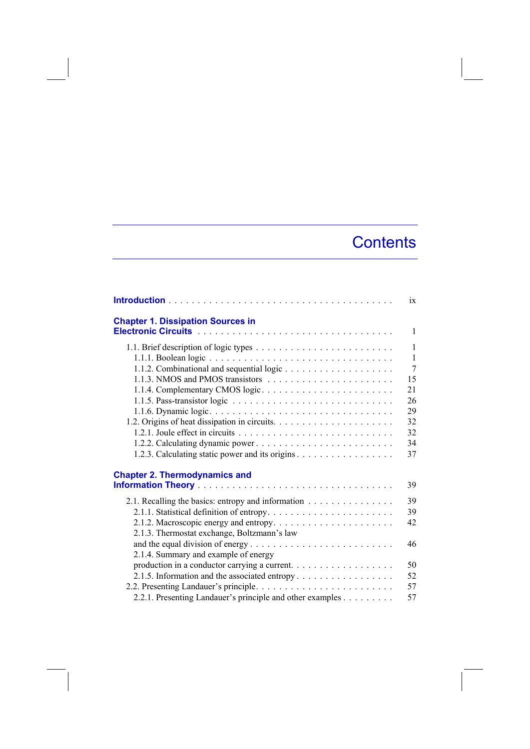# Contents

**Introduction** . . . . . . . . . . . . . . . . . . . . . . . . . . . . . . . . . . . . . . ix

**Chapter 1. Dissipation Sources in Electronic Circuits** . . . . . . . . . . . . . . . . . . . . . . . . . . . . . . . . . 1

- 1.1. Brief description of logic types . . . . . . . . . . . . . . . . . . . . . . . . 1
  - 1.1.1. Boolean logic . . . . . . . . . . . . . . . . . . . . . . . . . . . . . . . 1
  - 1.1.2. Combinational and sequential logic . . . . . . . . . . . . . . . . . . . 7
  - 1.1.3. NMOS and PMOS transistors . . . . . . . . . . . . . . . . . . . . . . 15
  - 1.1.4. Complementary CMOS logic . . . . . . . . . . . . . . . . . . . . . . . 21
  - 1.1.5. Pass-transistor logic . . . . . . . . . . . . . . . . . . . . . . . . . . 26
  - 1.1.6. Dynamic logic . . . . . . . . . . . . . . . . . . . . . . . . . . . . . . 29
- 1.2. Origins of heat dissipation in circuits. . . . . . . . . . . . . . . . . . . . 32
  - 1.2.1. Joule effect in circuits . . . . . . . . . . . . . . . . . . . . . . . . . 32
  - 1.2.2. Calculating dynamic power . . . . . . . . . . . . . . . . . . . . . . . 34
  - 1.2.3. Calculating static power and its origins . . . . . . . . . . . . . . . . 37

**Chapter 2. Thermodynamics and Information Theory** . . . . . . . . . . . . . . . . . . . . . . . . . . . . . . . . 39

- 2.1. Recalling the basics: entropy and information . . . . . . . . . . . . . . . 39
  - 2.1.1. Statistical definition of entropy. . . . . . . . . . . . . . . . . . . . . 39
  - 2.1.2. Macroscopic energy and entropy. . . . . . . . . . . . . . . . . . . . . 42
  - 2.1.3. Thermostat exchange, Boltzmann's law and the equal division of energy . . . . . . . . . . . . . . . . . . . . . . . . . 46
  - 2.1.4. Summary and example of energy production in a conductor carrying a current. . . . . . . . . . . . . . . . . . 50
  - 2.1.5. Information and the associated entropy . . . . . . . . . . . . . . . . . 52
- 2.2. Presenting Landauer's principle. . . . . . . . . . . . . . . . . . . . . . . . 57
  - 2.2.1. Presenting Landauer's principle and other examples . . . . . . . . . 57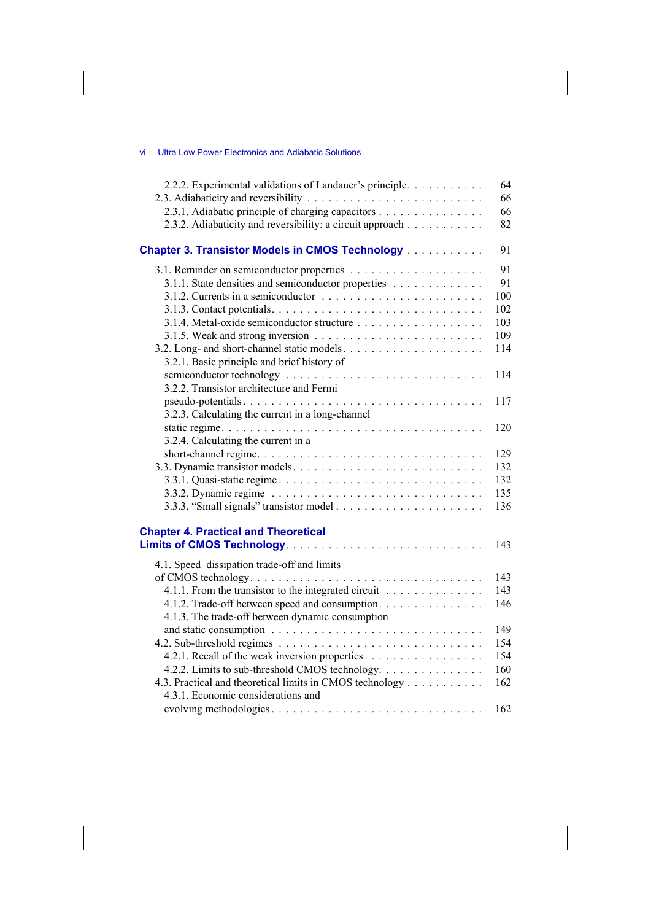2.2.2. Experimental validations of Landauer's principle . . . . . . . . . . . 64
2.3. Adiabaticity and reversibility . . . . . . . . . . . . . . . . . . . . . . . . 66
2.3.1. Adiabatic principle of charging capacitors . . . . . . . . . . . . . . . 66
2.3.2. Adiabaticity and reversibility: a circuit approach . . . . . . . . . . 82

## Chapter 3. Transistor Models in CMOS Technology . . . . . . . . . . . 91

3.1. Reminder on semiconductor properties . . . . . . . . . . . . . . . . . . . 91
3.1.1. State densities and semiconductor properties . . . . . . . . . . . . 91
3.1.2. Currents in a semiconductor . . . . . . . . . . . . . . . . . . . . . . . 100
3.1.3. Contact potentials . . . . . . . . . . . . . . . . . . . . . . . . . . . . . 102
3.1.4. Metal-oxide semiconductor structure . . . . . . . . . . . . . . . . . . 103
3.1.5. Weak and strong inversion . . . . . . . . . . . . . . . . . . . . . . . . 109
3.2. Long- and short-channel static models . . . . . . . . . . . . . . . . . . . 114
3.2.1. Basic principle and brief history of semiconductor technology . . . . . . . . . . . . . . . . . . . . . . . . . . 114
3.2.2. Transistor architecture and Fermi pseudo-potentials . . . . . . . . . . . . . . . . . . . . . . . . . . . . . . . . 117
3.2.3. Calculating the current in a long-channel static regime . . . . . . . . . . . . . . . . . . . . . . . . . . . . . . . . . . . 120
3.2.4. Calculating the current in a short-channel regime . . . . . . . . . . . . . . . . . . . . . . . . . . . . . . 129
3.3. Dynamic transistor models . . . . . . . . . . . . . . . . . . . . . . . . . . 132
3.3.1. Quasi-static regime . . . . . . . . . . . . . . . . . . . . . . . . . . . . 132
3.3.2. Dynamic regime . . . . . . . . . . . . . . . . . . . . . . . . . . . . . . 135
3.3.3. "Small signals" transistor model . . . . . . . . . . . . . . . . . . . . . 136

## Chapter 4. Practical and Theoretical Limits of CMOS Technology . . . . . . . . . . . . . . . . . . . . . . . . . 143

4.1. Speed–dissipation trade-off and limits of CMOS technology . . . . . . . . . . . . . . . . . . . . . . . . . . . . . . . . 143
4.1.1. From the transistor to the integrated circuit . . . . . . . . . . . . . . 143
4.1.2. Trade-off between speed and consumption . . . . . . . . . . . . . . . 146
4.1.3. The trade-off between dynamic consumption and static consumption . . . . . . . . . . . . . . . . . . . . . . . . . . . . 149
4.2. Sub-threshold regimes . . . . . . . . . . . . . . . . . . . . . . . . . . . . 154
4.2.1. Recall of the weak inversion properties . . . . . . . . . . . . . . . . . 154
4.2.2. Limits to sub-threshold CMOS technology . . . . . . . . . . . . . . . 160
4.3. Practical and theoretical limits in CMOS technology . . . . . . . . . . . 162
4.3.1. Economic considerations and evolving methodologies . . . . . . . . . . . . . . . . . . . . . . . . . . . . . . 162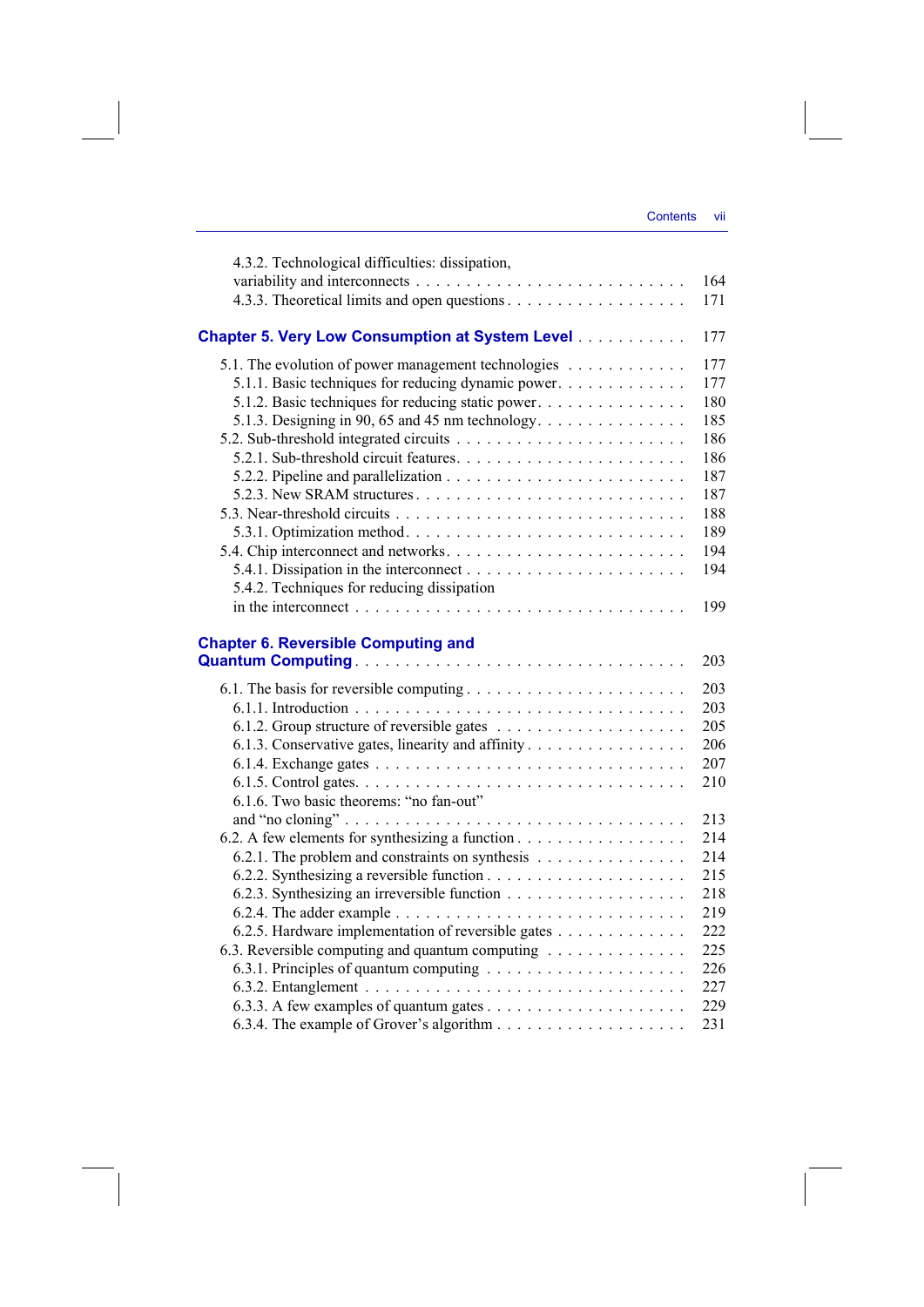4.3.2. Technological difficulties: dissipation, variability and interconnects . . . . . . . . . . 164
4.3.3. Theoretical limits and open questions . . . . . . . . . . 171

**Chapter 5. Very Low Consumption at System Level** . . . . . . . . . . 177

5.1. The evolution of power management technologies . . . . . . . . . . 177
5.1.1. Basic techniques for reducing dynamic power . . . . . . . . . . 177
5.1.2. Basic techniques for reducing static power . . . . . . . . . . 180
5.1.3. Designing in 90, 65 and 45 nm technology . . . . . . . . . . 185
5.2. Sub-threshold integrated circuits . . . . . . . . . . 186
5.2.1. Sub-threshold circuit features . . . . . . . . . . 186
5.2.2. Pipeline and parallelization . . . . . . . . . . 187
5.2.3. New SRAM structures . . . . . . . . . . 187
5.3. Near-threshold circuits . . . . . . . . . . 188
5.3.1. Optimization method . . . . . . . . . . 189
5.4. Chip interconnect and networks . . . . . . . . . . 194
5.4.1. Dissipation in the interconnect . . . . . . . . . . 194
5.4.2. Techniques for reducing dissipation in the interconnect . . . . . . . . . . 199

**Chapter 6. Reversible Computing and Quantum Computing** . . . . . . . . . . 203

6.1. The basis for reversible computing . . . . . . . . . . 203
6.1.1. Introduction . . . . . . . . . . 203
6.1.2. Group structure of reversible gates . . . . . . . . . . 205
6.1.3. Conservative gates, linearity and affinity . . . . . . . . . . 206
6.1.4. Exchange gates . . . . . . . . . . 207
6.1.5. Control gates . . . . . . . . . . 210
6.1.6. Two basic theorems: "no fan-out" and "no cloning" . . . . . . . . . . 213
6.2. A few elements for synthesizing a function . . . . . . . . . . 214
6.2.1. The problem and constraints on synthesis . . . . . . . . . . 214
6.2.2. Synthesizing a reversible function . . . . . . . . . . 215
6.2.3. Synthesizing an irreversible function . . . . . . . . . . 218
6.2.4. The adder example . . . . . . . . . . 219
6.2.5. Hardware implementation of reversible gates . . . . . . . . . . 222
6.3. Reversible computing and quantum computing . . . . . . . . . . 225
6.3.1. Principles of quantum computing . . . . . . . . . . 226
6.3.2. Entanglement . . . . . . . . . . 227
6.3.3. A few examples of quantum gates . . . . . . . . . . 229
6.3.4. The example of Grover's algorithm . . . . . . . . . . 231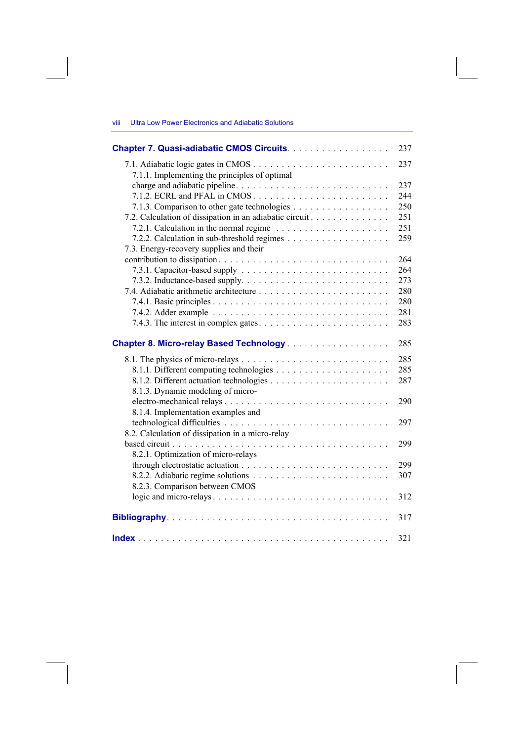**Chapter 7. Quasi-adiabatic CMOS Circuits** . . . . . . . . . . . . . . . . . . 237

7.1. Adiabatic logic gates in CMOS . . . . . . . . . . . . . . . . . . . . . . . 237
  7.1.1. Implementing the principles of optimal charge and adiabatic pipeline . . . . . . . . . . . . . . . . . . . . . . . . . 237
  7.1.2. ECRL and PFAL in CMOS . . . . . . . . . . . . . . . . . . . . . . . 244
  7.1.3. Comparison to other gate technologies . . . . . . . . . . . . . . . . 250
7.2. Calculation of dissipation in an adiabatic circuit . . . . . . . . . . . . . 251
  7.2.1. Calculation in the normal regime . . . . . . . . . . . . . . . . . . . 251
  7.2.2. Calculation in sub-threshold regimes . . . . . . . . . . . . . . . . . 259
7.3. Energy-recovery supplies and their contribution to dissipation . . . . . . . . . . . . . . . . . . . . . . . . . . . 264
  7.3.1. Capacitor-based supply . . . . . . . . . . . . . . . . . . . . . . . . 264
  7.3.2. Inductance-based supply . . . . . . . . . . . . . . . . . . . . . . . . 273
7.4. Adiabatic arithmetic architecture . . . . . . . . . . . . . . . . . . . . . . 280
  7.4.1. Basic principles . . . . . . . . . . . . . . . . . . . . . . . . . . . . 280
  7.4.2. Adder example . . . . . . . . . . . . . . . . . . . . . . . . . . . . 281
  7.4.3. The interest in complex gates . . . . . . . . . . . . . . . . . . . . . 283

**Chapter 8. Micro-relay Based Technology** . . . . . . . . . . . . . . . . . . 285

8.1. The physics of micro-relays . . . . . . . . . . . . . . . . . . . . . . . . 285
  8.1.1. Different computing technologies . . . . . . . . . . . . . . . . . . . 285
  8.1.2. Different actuation technologies . . . . . . . . . . . . . . . . . . . 287
  8.1.3. Dynamic modeling of micro-electro-mechanical relays . . . . . . . . . . . . . . . . . . . . . . . . . . 290
  8.1.4. Implementation examples and technological difficulties . . . . . . . . . . . . . . . . . . . . . . . . . . 297
8.2. Calculation of dissipation in a micro-relay based circuit . . . . . . . . . . . . . . . . . . . . . . . . . . . . . . . . . 299
  8.2.1. Optimization of micro-relays through electrostatic actuation . . . . . . . . . . . . . . . . . . . . . . . . . 299
  8.2.2. Adiabatic regime solutions . . . . . . . . . . . . . . . . . . . . . . . 307
  8.2.3. Comparison between CMOS logic and micro-relays . . . . . . . . . . . . . . . . . . . . . . . . . . 312

**Bibliography** . . . . . . . . . . . . . . . . . . . . . . . . . . . . . . . . . . 317

**Index** . . . . . . . . . . . . . . . . . . . . . . . . . . . . . . . . . . . . . 321